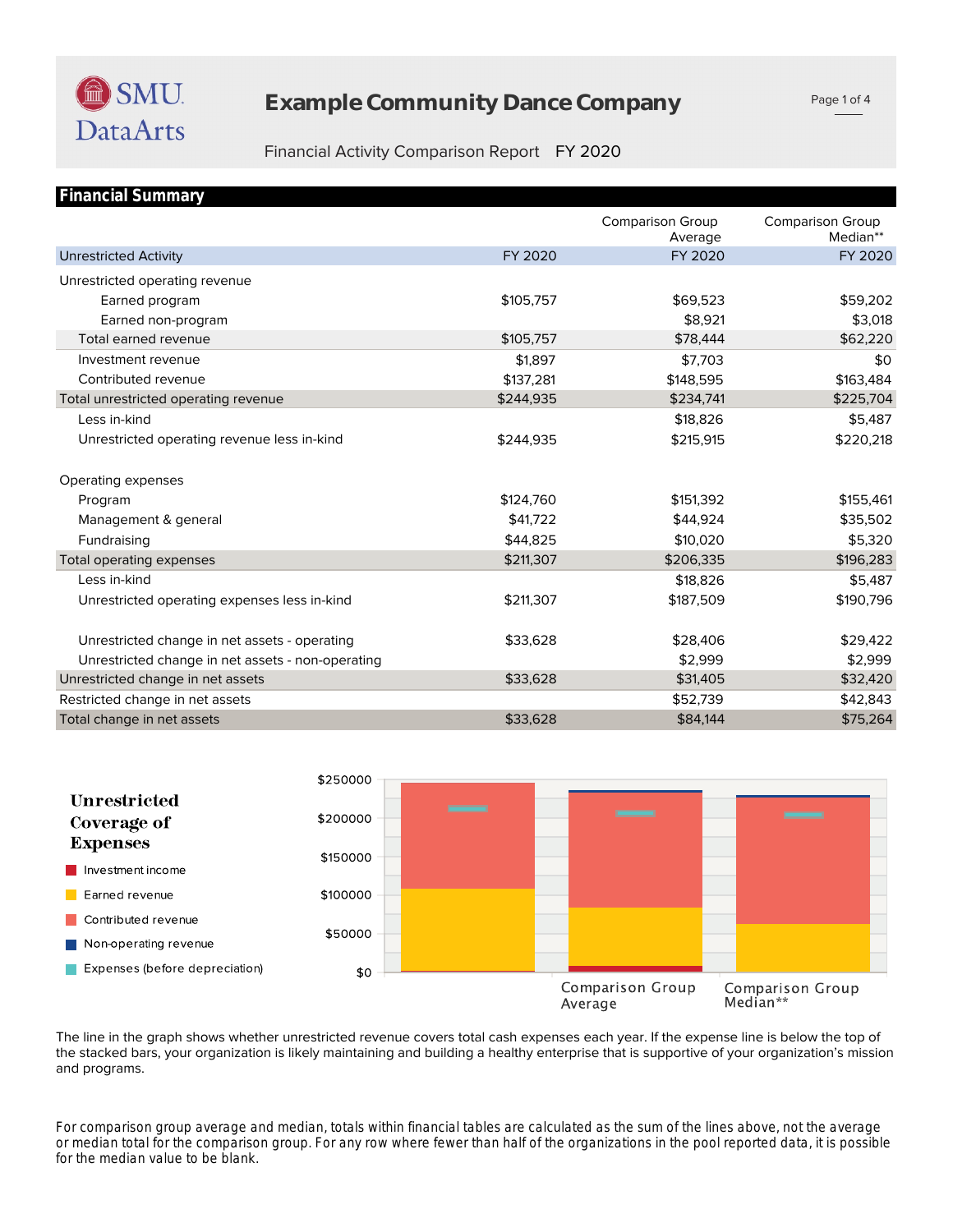# Example Community Dance Company

Financial Activity Comparison Report FY 2020

## Financial Summary

| Unrestricted Activity | FY 2020 | Comparison Group Average FY 2020 | Comparison Group Median** FY 2020 |
|---|---|---|---|
| Unrestricted operating revenue | | | |
| Earned program | $105,757 | $69,523 | $59,202 |
| Earned non-program | | $8,921 | $3,018 |
| Total earned revenue | $105,757 | $78,444 | $62,220 |
| Investment revenue | $1,897 | $7,703 | $0 |
| Contributed revenue | $137,281 | $148,595 | $163,484 |
| Total unrestricted operating revenue | $244,935 | $234,741 | $225,704 |
| Less in-kind | | $18,826 | $5,487 |
| Unrestricted operating revenue less in-kind | $244,935 | $215,915 | $220,218 |
| Operating expenses | | | |
| Program | $124,760 | $151,392 | $155,461 |
| Management & general | $41,722 | $44,924 | $35,502 |
| Fundraising | $44,825 | $10,020 | $5,320 |
| Total operating expenses | $211,307 | $206,335 | $196,283 |
| Less in-kind | | $18,826 | $5,487 |
| Unrestricted operating expenses less in-kind | $211,307 | $187,509 | $190,796 |
| Unrestricted change in net assets - operating | $33,628 | $28,406 | $29,422 |
| Unrestricted change in net assets - non-operating | | $2,999 | $2,999 |
| Unrestricted change in net assets | $33,628 | $31,405 | $32,420 |
| Restricted change in net assets | | $52,739 | $42,843 |
| Total change in net assets | $33,628 | $84,144 | $75,264 |

### Unrestricted Coverage of Expenses

Legend: Investment income; Earned revenue; Contributed revenue; Non-operating revenue; Expenses (before depreciation)

Y-axis: $0, $50000, $100000, $150000, $200000, $250000

X-axis: (FY 2020), Comparison Group Average, Comparison Group Median**

The line in the graph shows whether unrestricted revenue covers total cash expenses each year. If the expense line is below the top of the stacked bars, your organization is likely maintaining and building a healthy enterprise that is supportive of your organization's mission and programs.

For comparison group average and median, totals within financial tables are calculated as the sum of the lines above, not the average or median total for the comparison group. For any row where fewer than half of the organizations in the pool reported data, it is possible for the median value to be blank.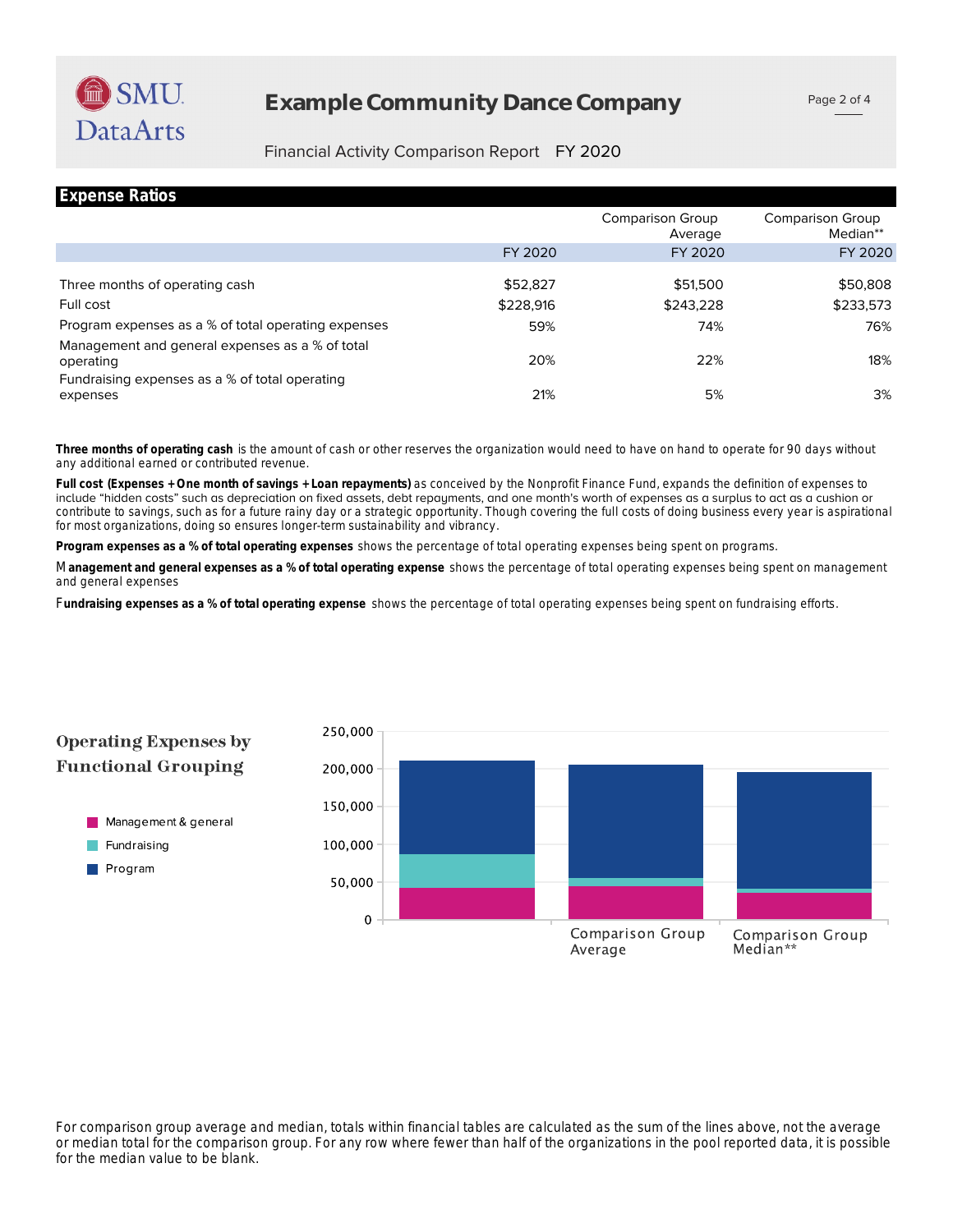# Example Community Dance Company

Financial Activity Comparison Report FY 2020

## Expense Ratios

| | FY 2020 | Comparison Group Average FY 2020 | Comparison Group Median** FY 2020 |
|---|---|---|---|
| Three months of operating cash | $52,827 | $51,500 | $50,808 |
| Full cost | $228,916 | $243,228 | $233,573 |
| Program expenses as a % of total operating expenses | 59% | 74% | 76% |
| Management and general expenses as a % of total operating | 20% | 22% | 18% |
| Fundraising expenses as a % of total operating expenses | 21% | 5% | 3% |

**Three months of operating cash** is the amount of cash or other reserves the organization would need to have on hand to operate for 90 days without any additional earned or contributed revenue.

**Full cost (Expenses + One month of savings + Loan repayments)** as conceived by the Nonprofit Finance Fund, expands the definition of expenses to include "hidden costs" such as depreciation on fixed assets, debt repayments, and one month's worth of expenses as a surplus to act as a cushion or contribute to savings, such as for a future rainy day or a strategic opportunity. Though covering the full costs of doing business every year is aspirational for most organizations, doing so ensures longer-term sustainability and vibrancy.

**Program expenses as a % of total operating expenses** shows the percentage of total operating expenses being spent on programs.

**Management and general expenses as a % of total operating expense** shows the percentage of total operating expenses being spent on management and general expenses

**Fundraising expenses as a % of total operating expense** shows the percentage of total operating expenses being spent on fundraising efforts.

## Operating Expenses by Functional Grouping

- Management & general
- Fundraising
- Program

250,000
200,000
150,000
100,000
50,000
0

Comparison Group Average
Comparison Group Median**

For comparison group average and median, totals within financial tables are calculated as the sum of the lines above, not the average or median total for the comparison group. For any row where fewer than half of the organizations in the pool reported data, it is possible for the median value to be blank.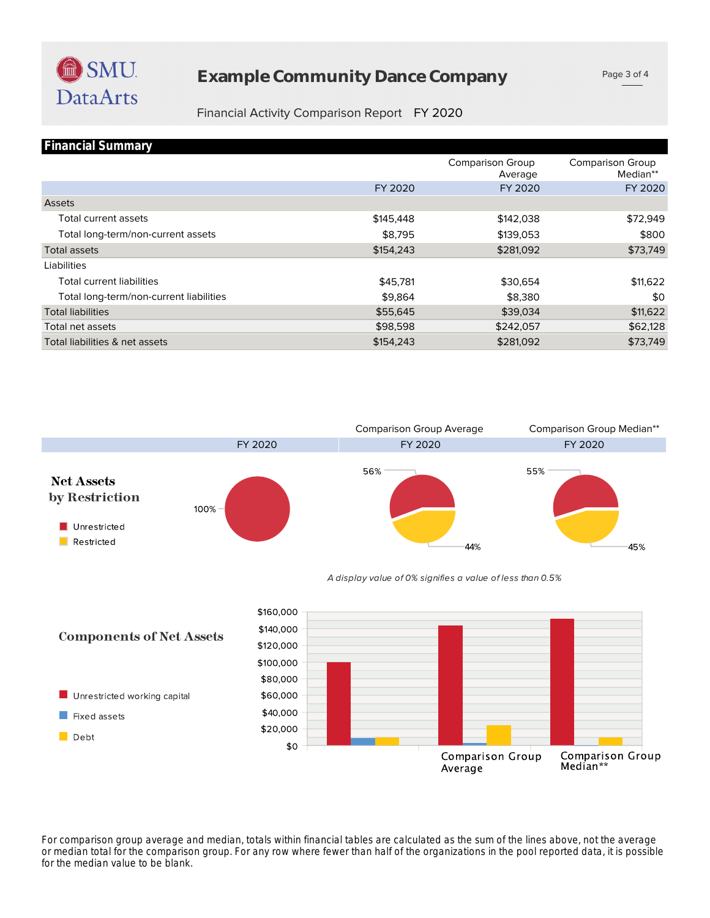# Example Community Dance Company

Financial Activity Comparison Report FY 2020

## Financial Summary

| | FY 2020 | Comparison Group Average FY 2020 | Comparison Group Median** FY 2020 |
|---|---|---|---|
| **Assets** | | | |
| Total current assets | $145,448 | $142,038 | $72,949 |
| Total long-term/non-current assets | $8,795 | $139,053 | $800 |
| Total assets | $154,243 | $281,092 | $73,749 |
| **Liabilities** | | | |
| Total current liabilities | $45,781 | $30,654 | $11,622 |
| Total long-term/non-current liabilities | $9,864 | $8,380 | $0 |
| Total liabilities | $55,645 | $39,034 | $11,622 |
| Total net assets | $98,598 | $242,057 | $62,128 |
| Total liabilities & net assets | $154,243 | $281,092 | $73,749 |

### Net Assets by Restriction

| | FY 2020 | Comparison Group Average FY 2020 | Comparison Group Median** FY 2020 |
|---|---|---|---|
| Unrestricted | 100% | 56% | 55% |
| Restricted | | 44% | 45% |

*A display value of 0% signifies a value of less than 0.5%*

### Components of Net Assets

- Unrestricted working capital
- Fixed assets
- Debt

Chart axis: $0 – $160,000; groups: FY 2020, Comparison Group Average, Comparison Group Median**

For comparison group average and median, totals within financial tables are calculated as the sum of the lines above, not the average or median total for the comparison group. For any row where fewer than half of the organizations in the pool reported data, it is possible for the median value to be blank.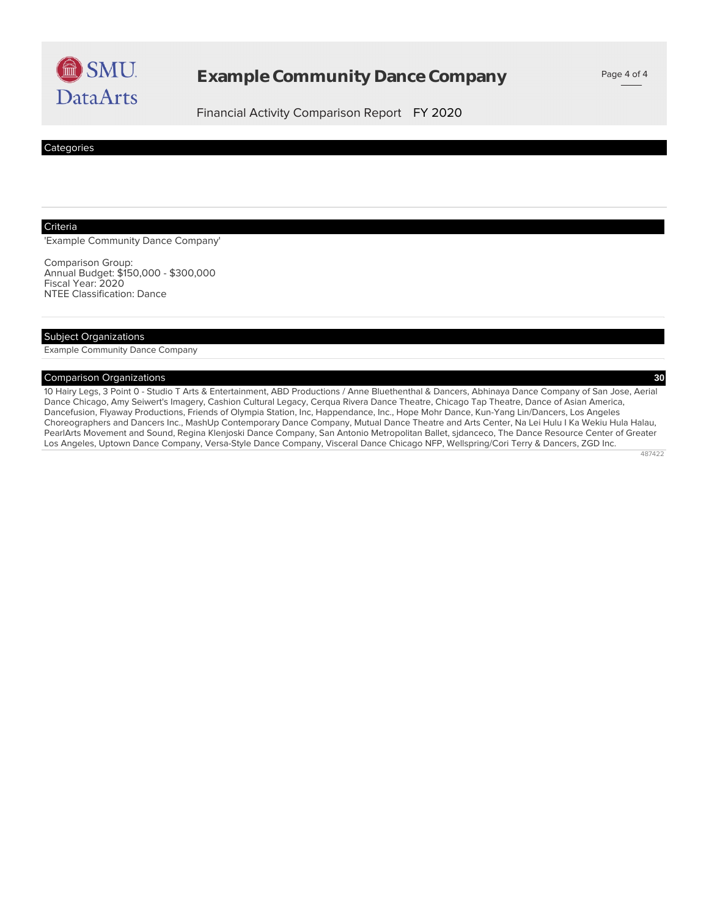# Example Community Dance Company

Financial Activity Comparison Report FY 2020

## Categories

## Criteria

'Example Community Dance Company'

Comparison Group:
Annual Budget: $150,000 - $300,000
Fiscal Year: 2020
NTEE Classification: Dance

## Subject Organizations

Example Community Dance Company

## Comparison Organizations **30**

10 Hairy Legs, 3 Point 0 - Studio T Arts & Entertainment, ABD Productions / Anne Bluethenthal & Dancers, Abhinaya Dance Company of San Jose, Aerial Dance Chicago, Amy Seiwert's Imagery, Cashion Cultural Legacy, Cerqua Rivera Dance Theatre, Chicago Tap Theatre, Dance of Asian America, Dancefusion, Flyaway Productions, Friends of Olympia Station, Inc, Happendance, Inc., Hope Mohr Dance, Kun-Yang Lin/Dancers, Los Angeles Choreographers and Dancers Inc., MashUp Contemporary Dance Company, Mutual Dance Theatre and Arts Center, Na Lei Hulu I Ka Wekiu Hula Halau, PearlArts Movement and Sound, Regina Klenjoski Dance Company, San Antonio Metropolitan Ballet, sjdanceco, The Dance Resource Center of Greater Los Angeles, Uptown Dance Company, Versa-Style Dance Company, Visceral Dance Chicago NFP, Wellspring/Cori Terry & Dancers, ZGD Inc.

487422